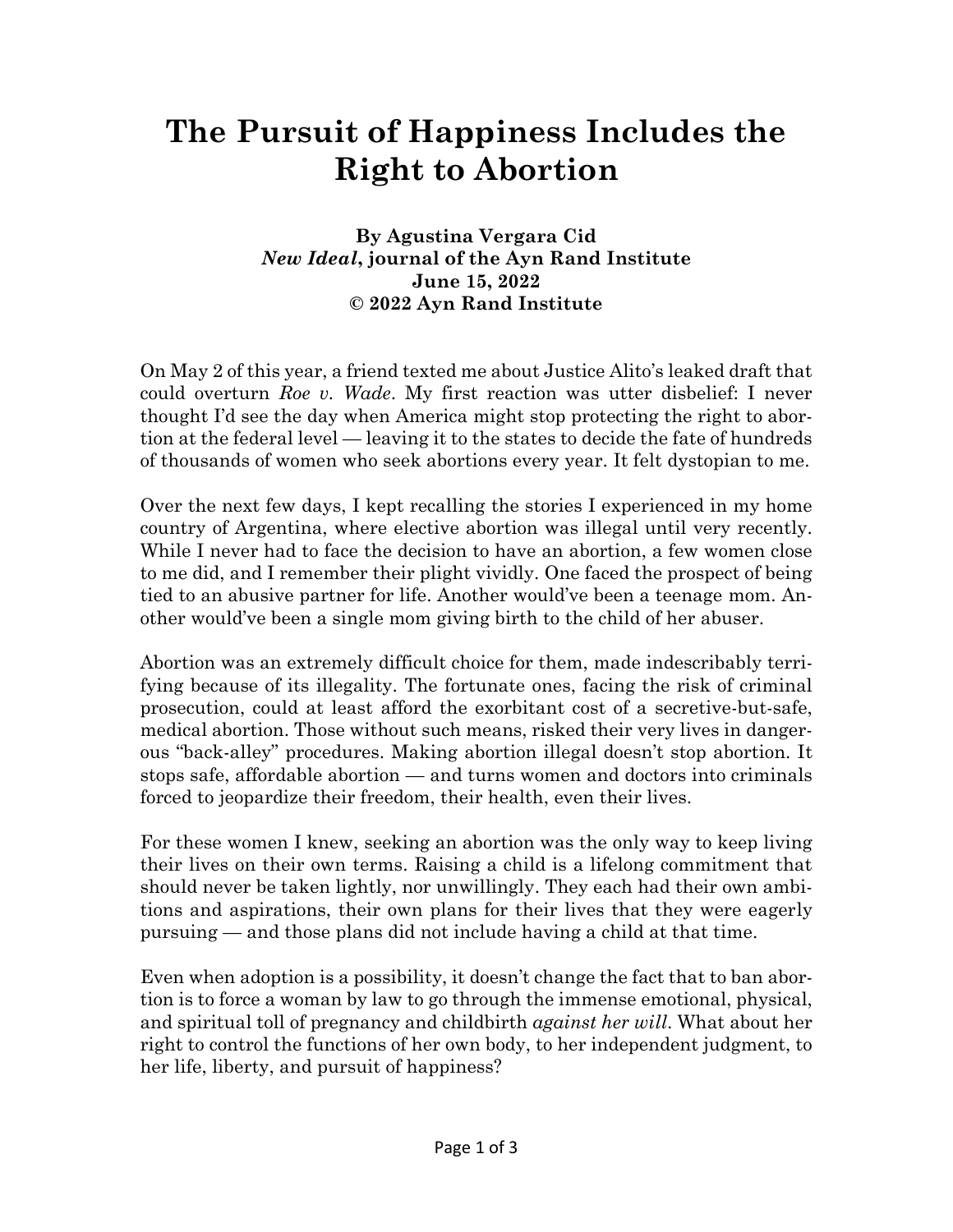# The Pursuit of Happiness Includes the Right to Abortion

**By Agustina Vergara Cid**
***New Ideal*, journal of the Ayn Rand Institute**
**June 15, 2022**
**© 2022 Ayn Rand Institute**

On May 2 of this year, a friend texted me about Justice Alito's leaked draft that could overturn *Roe v. Wade*. My first reaction was utter disbelief: I never thought I'd see the day when America might stop protecting the right to abortion at the federal level — leaving it to the states to decide the fate of hundreds of thousands of women who seek abortions every year. It felt dystopian to me.

Over the next few days, I kept recalling the stories I experienced in my home country of Argentina, where elective abortion was illegal until very recently. While I never had to face the decision to have an abortion, a few women close to me did, and I remember their plight vividly. One faced the prospect of being tied to an abusive partner for life. Another would've been a teenage mom. Another would've been a single mom giving birth to the child of her abuser.

Abortion was an extremely difficult choice for them, made indescribably terrifying because of its illegality. The fortunate ones, facing the risk of criminal prosecution, could at least afford the exorbitant cost of a secretive-but-safe, medical abortion. Those without such means, risked their very lives in dangerous "back-alley" procedures. Making abortion illegal doesn't stop abortion. It stops safe, affordable abortion — and turns women and doctors into criminals forced to jeopardize their freedom, their health, even their lives.

For these women I knew, seeking an abortion was the only way to keep living their lives on their own terms. Raising a child is a lifelong commitment that should never be taken lightly, nor unwillingly. They each had their own ambitions and aspirations, their own plans for their lives that they were eagerly pursuing — and those plans did not include having a child at that time.

Even when adoption is a possibility, it doesn't change the fact that to ban abortion is to force a woman by law to go through the immense emotional, physical, and spiritual toll of pregnancy and childbirth *against her will*. What about her right to control the functions of her own body, to her independent judgment, to her life, liberty, and pursuit of happiness?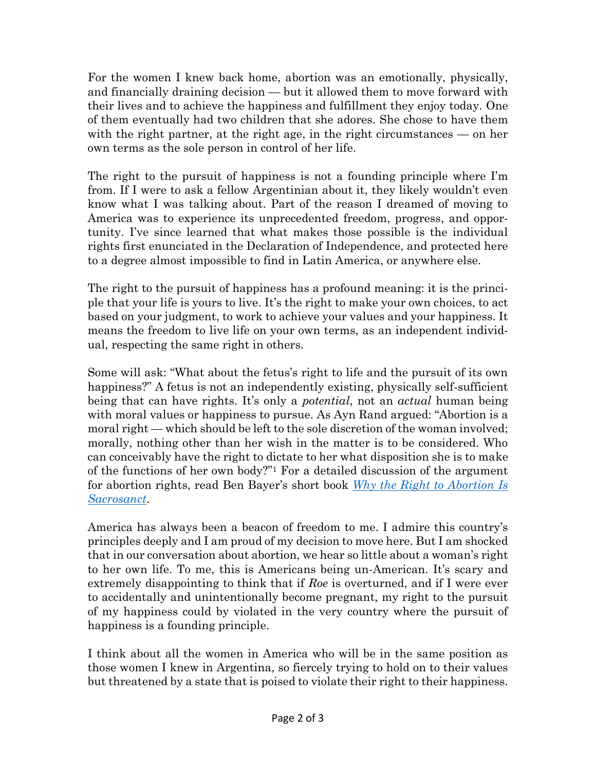For the women I knew back home, abortion was an emotionally, physically, and financially draining decision — but it allowed them to move forward with their lives and to achieve the happiness and fulfillment they enjoy today. One of them eventually had two children that she adores. She chose to have them with the right partner, at the right age, in the right circumstances — on her own terms as the sole person in control of her life.

The right to the pursuit of happiness is not a founding principle where I'm from. If I were to ask a fellow Argentinian about it, they likely wouldn't even know what I was talking about. Part of the reason I dreamed of moving to America was to experience its unprecedented freedom, progress, and opportunity. I've since learned that what makes those possible is the individual rights first enunciated in the Declaration of Independence, and protected here to a degree almost impossible to find in Latin America, or anywhere else.

The right to the pursuit of happiness has a profound meaning: it is the principle that your life is yours to live. It's the right to make your own choices, to act based on your judgment, to work to achieve your values and your happiness. It means the freedom to live life on your own terms, as an independent individual, respecting the same right in others.

Some will ask: "What about the fetus's right to life and the pursuit of its own happiness?" A fetus is not an independently existing, physically self-sufficient being that can have rights. It's only a *potential*, not an *actual* human being with moral values or happiness to pursue. As Ayn Rand argued: "Abortion is a moral right — which should be left to the sole discretion of the woman involved; morally, nothing other than her wish in the matter is to be considered. Who can conceivably have the right to dictate to her what disposition she is to make of the functions of her own body?"[1] For a detailed discussion of the argument for abortion rights, read Ben Bayer's short book *Why the Right to Abortion Is Sacrosanct*.

America has always been a beacon of freedom to me. I admire this country's principles deeply and I am proud of my decision to move here. But I am shocked that in our conversation about abortion, we hear so little about a woman's right to her own life. To me, this is Americans being un-American. It's scary and extremely disappointing to think that if *Roe* is overturned, and if I were ever to accidentally and unintentionally become pregnant, my right to the pursuit of my happiness could by violated in the very country where the pursuit of happiness is a founding principle.

I think about all the women in America who will be in the same position as those women I knew in Argentina, so fiercely trying to hold on to their values but threatened by a state that is poised to violate their right to their happiness.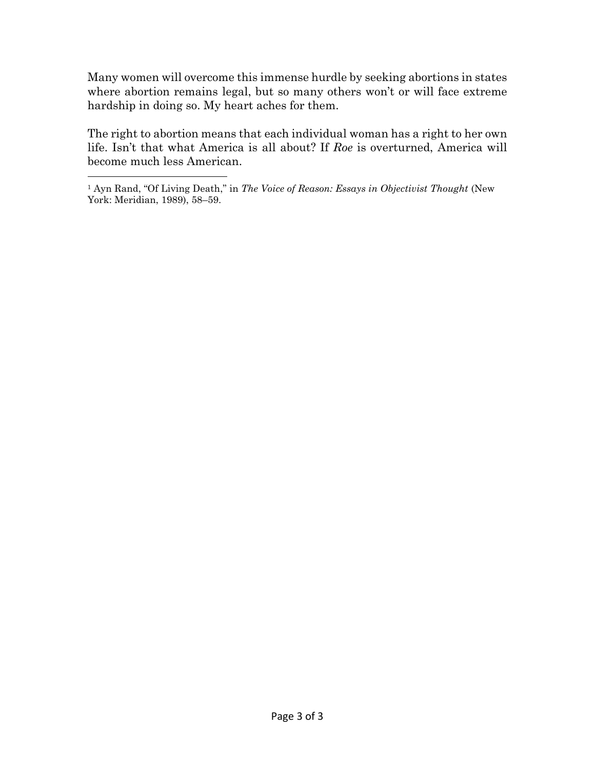Many women will overcome this immense hurdle by seeking abortions in states where abortion remains legal, but so many others won't or will face extreme hardship in doing so. My heart aches for them.

The right to abortion means that each individual woman has a right to her own life. Isn't that what America is all about? If *Roe* is overturned, America will become much less American.

---

[1] Ayn Rand, "Of Living Death," in *The Voice of Reason: Essays in Objectivist Thought* (New York: Meridian, 1989), 58–59.